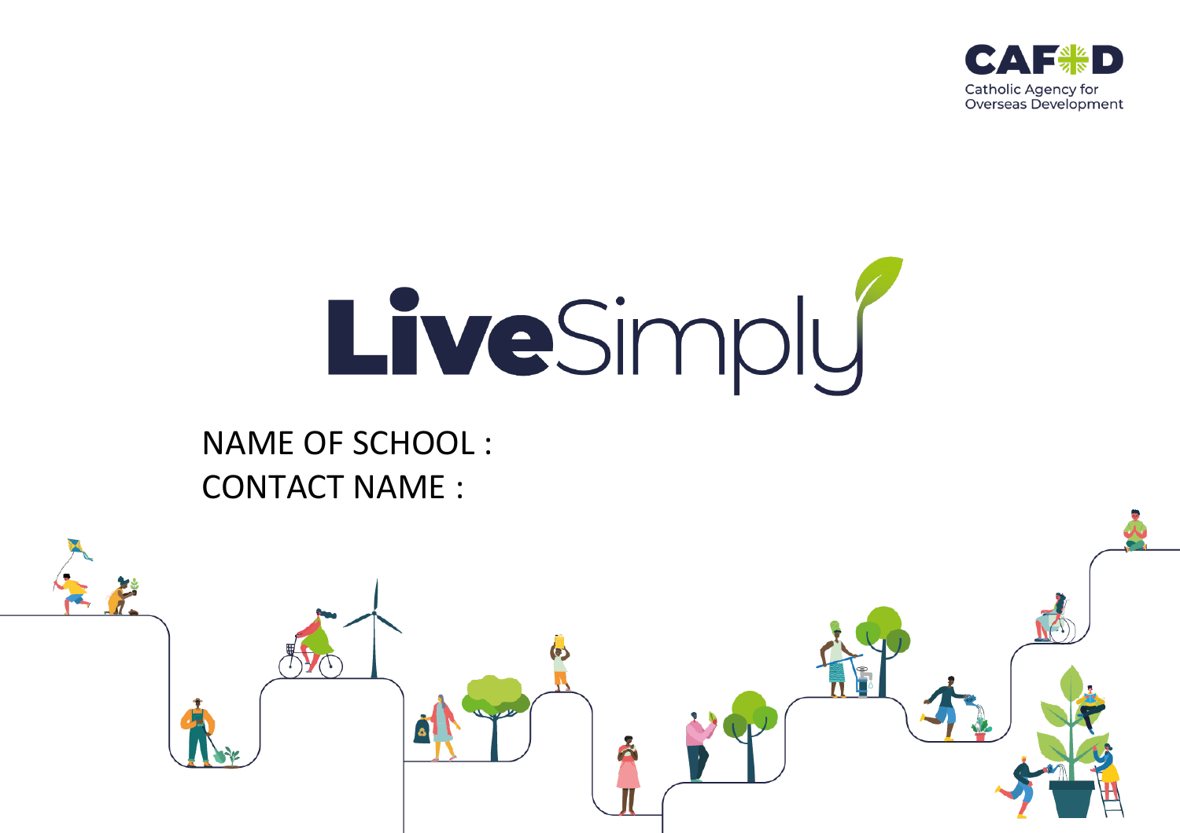CAFOD

Catholic Agency for Overseas Development

# LiveSimply

NAME OF SCHOOL :

CONTACT NAME :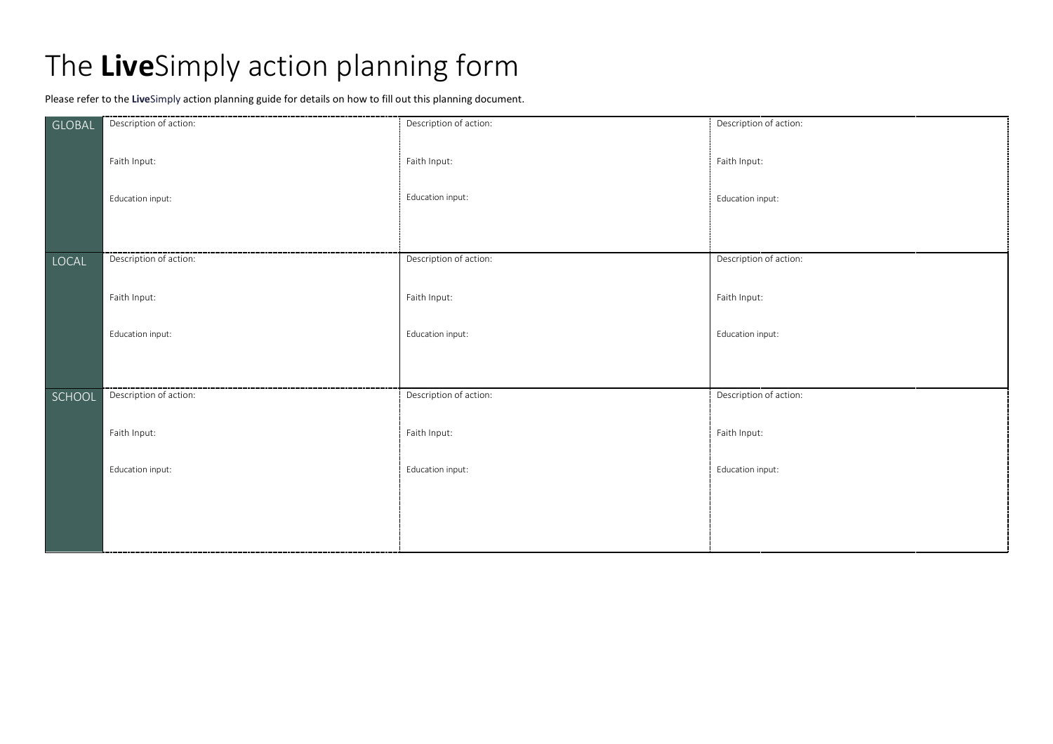# The **Live**Simply action planning form

Please refer to the **Live**Simply action planning guide for details on how to fill out this planning document.

| | | | |
|---|---|---|---|
| GLOBAL | Description of action:<br><br>Faith Input:<br><br>Education input: | Description of action:<br><br>Faith Input:<br><br>Education input: | Description of action:<br><br>Faith Input:<br><br>Education input: |
| LOCAL | Description of action:<br><br>Faith Input:<br><br>Education input: | Description of action:<br><br>Faith Input:<br><br>Education input: | Description of action:<br><br>Faith Input:<br><br>Education input: |
| SCHOOL | Description of action:<br><br>Faith Input:<br><br>Education input: | Description of action:<br><br>Faith Input:<br><br>Education input: | Description of action:<br><br>Faith Input:<br><br>Education input: |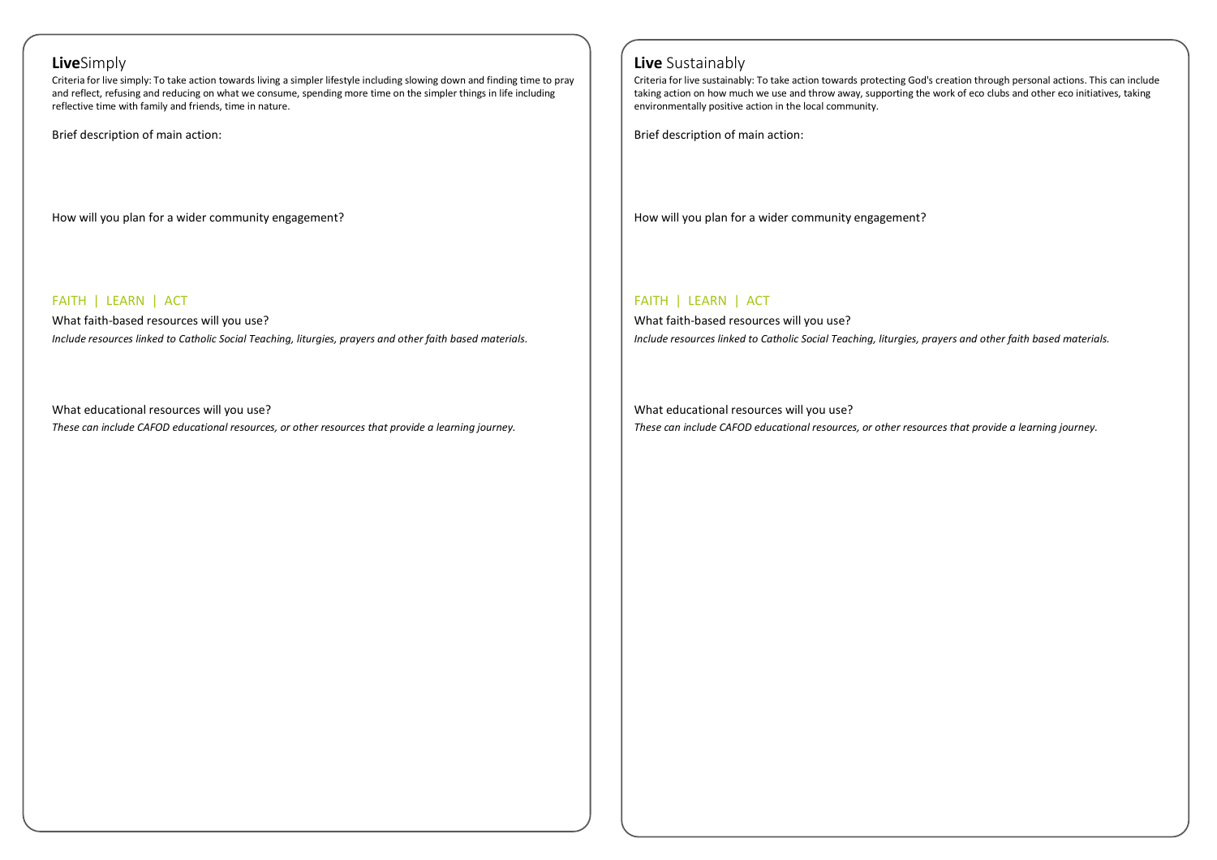## **Live**Simply

Criteria for live simply: To take action towards living a simpler lifestyle including slowing down and finding time to pray and reflect, refusing and reducing on what we consume, spending more time on the simpler things in life including reflective time with family and friends, time in nature.

Brief description of main action:

How will you plan for a wider community engagement?

FAITH | LEARN | ACT

What faith-based resources will you use?

*Include resources linked to Catholic Social Teaching, liturgies, prayers and other faith based materials.*

What educational resources will you use?

*These can include CAFOD educational resources, or other resources that provide a learning journey.*

## **Live** Sustainably

Criteria for live sustainably: To take action towards protecting God's creation through personal actions. This can include taking action on how much we use and throw away, supporting the work of eco clubs and other eco initiatives, taking environmentally positive action in the local community.

Brief description of main action:

How will you plan for a wider community engagement?

FAITH | LEARN | ACT

What faith-based resources will you use?

*Include resources linked to Catholic Social Teaching, liturgies, prayers and other faith based materials.*

What educational resources will you use?

*These can include CAFOD educational resources, or other resources that provide a learning journey.*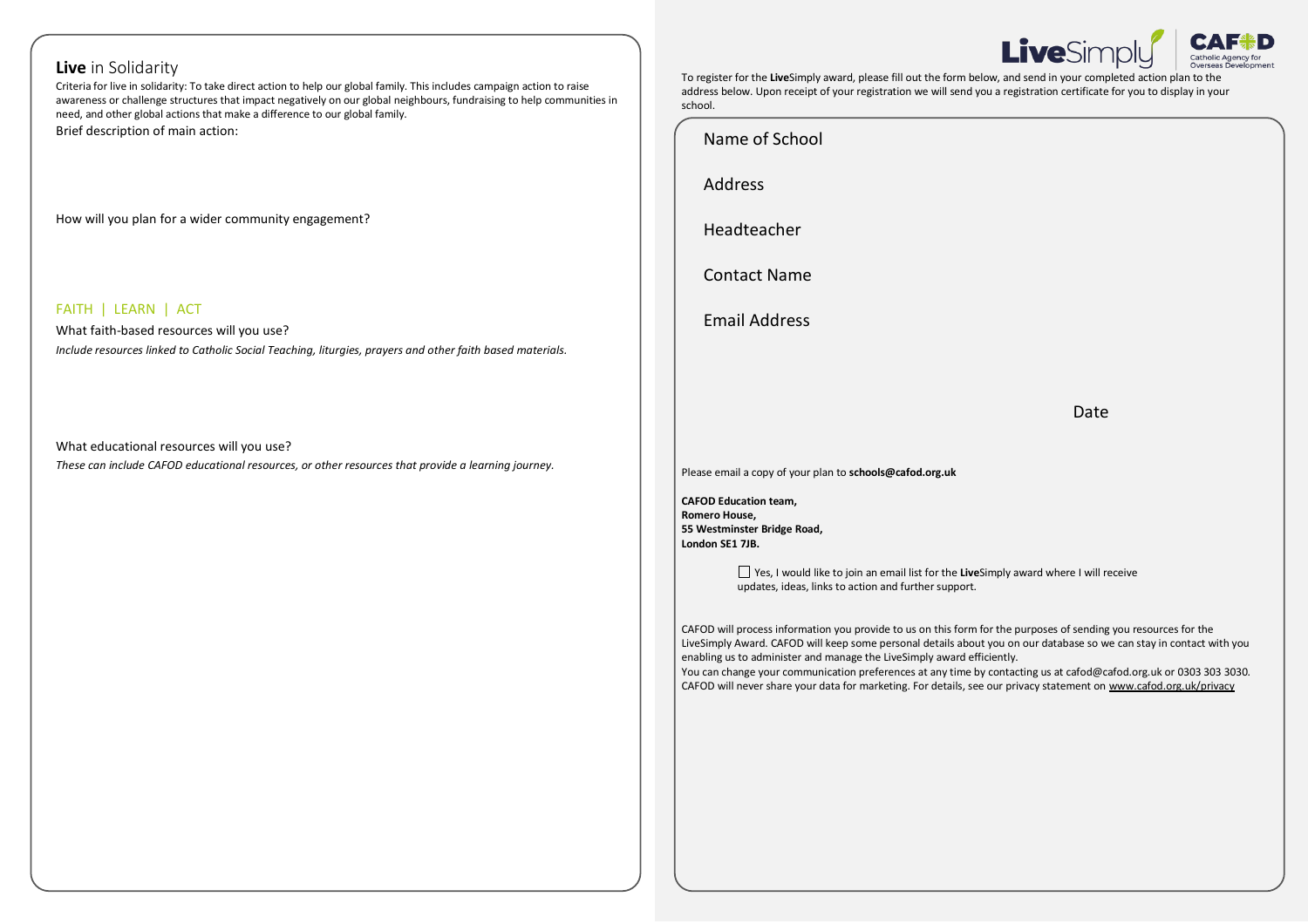## **Live** in Solidarity

Criteria for live in solidarity: To take direct action to help our global family. This includes campaign action to raise awareness or challenge structures that impact negatively on our global neighbours, fundraising to help communities in need, and other global actions that make a difference to our global family.

Brief description of main action:

How will you plan for a wider community engagement?

FAITH | LEARN | ACT

What faith-based resources will you use?

*Include resources linked to Catholic Social Teaching, liturgies, prayers and other faith based materials.*

What educational resources will you use?

*These can include CAFOD educational resources, or other resources that provide a learning journey.*

**Live**Simply | CAFOD Catholic Agency for Overseas Development

To register for the **Live**Simply award, please fill out the form below, and send in your completed action plan to the address below. Upon receipt of your registration we will send you a registration certificate for you to display in your school.

Name of School

Address

Headteacher

Contact Name

Email Address

Date

Please email a copy of your plan to **schools@cafod.org.uk**

**CAFOD Education team,**
**Romero House,**
**55 Westminster Bridge Road,**
**London SE1 7JB.**

☐ Yes, I would like to join an email list for the **Live**Simply award where I will receive updates, ideas, links to action and further support.

CAFOD will process information you provide to us on this form for the purposes of sending you resources for the LiveSimply Award. CAFOD will keep some personal details about you on our database so we can stay in contact with you enabling us to administer and manage the LiveSimply award efficiently.
You can change your communication preferences at any time by contacting us at cafod@cafod.org.uk or 0303 303 3030. CAFOD will never share your data for marketing. For details, see our privacy statement on www.cafod.org.uk/privacy